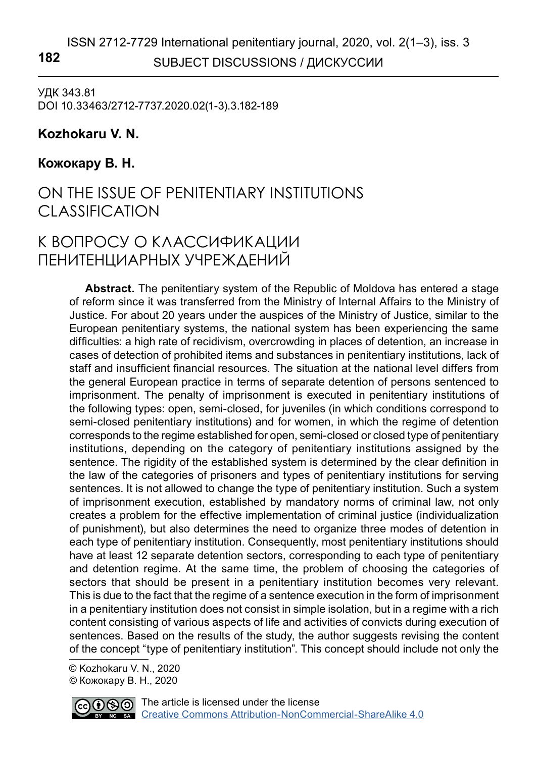УДК 343.81
DOI 10.33463/2712-7737.2020.02(1-3).3.182-189

**Kozhokaru V. N.**

**Кожокару В. Н.**

# ON THE ISSUE OF PENITENTIARY INSTITUTIONS CLASSIFICATION

# К ВОПРОСУ О КЛАССИФИКАЦИИ ПЕНИТЕНЦИАРНЫХ УЧРЕЖДЕНИЙ

**Abstract.** The penitentiary system of the Republic of Moldova has entered a stage of reform since it was transferred from the Ministry of Internal Affairs to the Ministry of Justice. For about 20 years under the auspices of the Ministry of Justice, similar to the European penitentiary systems, the national system has been experiencing the same difficulties: a high rate of recidivism, overcrowding in places of detention, an increase in cases of detection of prohibited items and substances in penitentiary institutions, lack of staff and insufficient financial resources. The situation at the national level differs from the general European practice in terms of separate detention of persons sentenced to imprisonment. The penalty of imprisonment is executed in penitentiary institutions of the following types: open, semi-closed, for juveniles (in which conditions correspond to semi-closed penitentiary institutions) and for women, in which the regime of detention corresponds to the regime established for open, semi-closed or closed type of penitentiary institutions, depending on the category of penitentiary institutions assigned by the sentence. The rigidity of the established system is determined by the clear definition in the law of the categories of prisoners and types of penitentiary institutions for serving sentences. It is not allowed to change the type of penitentiary institution. Such a system of imprisonment execution, established by mandatory norms of criminal law, not only creates a problem for the effective implementation of criminal justice (individualization of punishment), but also determines the need to organize three modes of detention in each type of penitentiary institution. Consequently, most penitentiary institutions should have at least 12 separate detention sectors, corresponding to each type of penitentiary and detention regime. At the same time, the problem of choosing the categories of sectors that should be present in a penitentiary institution becomes very relevant. This is due to the fact that the regime of a sentence execution in the form of imprisonment in a penitentiary institution does not consist in simple isolation, but in a regime with a rich content consisting of various aspects of life and activities of convicts during execution of sentences. Based on the results of the study, the author suggests revising the content of the concept "type of penitentiary institution". This concept should include not only the

© Kozhokaru V. N., 2020
© Кожокару В. Н., 2020

The article is licensed under the license Creative Commons Attribution-NonCommercial-ShareAlike 4.0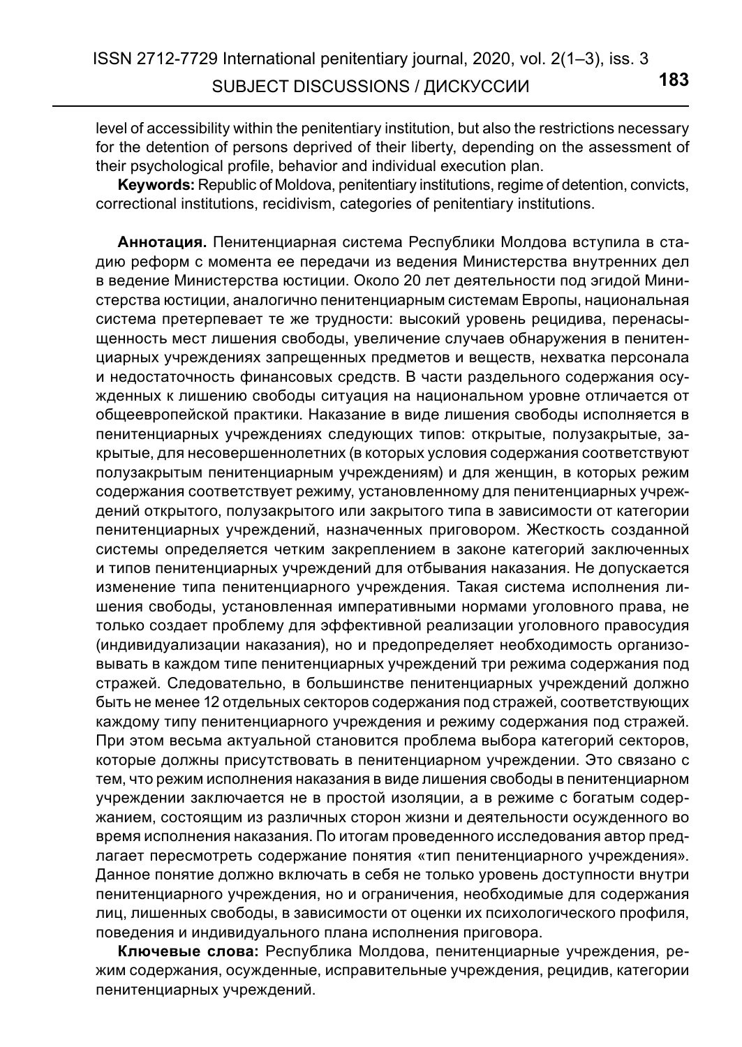level of accessibility within the penitentiary institution, but also the restrictions necessary for the detention of persons deprived of their liberty, depending on the assessment of their psychological profile, behavior and individual execution plan.

**Keywords:** Republic of Moldova, penitentiary institutions, regime of detention, convicts, correctional institutions, recidivism, categories of penitentiary institutions.

**Аннотация.** Пенитенциарная система Республики Молдова вступила в стадию реформ с момента ее передачи из ведения Министерства внутренних дел в ведение Министерства юстиции. Около 20 лет деятельности под эгидой Министерства юстиции, аналогично пенитенциарным системам Европы, национальная система претерпевает те же трудности: высокий уровень рецидива, перенасыщенность мест лишения свободы, увеличение случаев обнаружения в пенитенциарных учреждениях запрещенных предметов и веществ, нехватка персонала и недостаточность финансовых средств. В части раздельного содержания осужденных к лишению свободы ситуация на национальном уровне отличается от общеевропейской практики. Наказание в виде лишения свободы исполняется в пенитенциарных учреждениях следующих типов: открытые, полузакрытые, закрытые, для несовершеннолетних (в которых условия содержания соответствуют полузакрытым пенитенциарным учреждениям) и для женщин, в которых режим содержания соответствует режиму, установленному для пенитенциарных учреждений открытого, полузакрытого или закрытого типа в зависимости от категории пенитенциарных учреждений, назначенных приговором. Жесткость созданной системы определяется четким закреплением в законе категорий заключенных и типов пенитенциарных учреждений для отбывания наказания. Не допускается изменение типа пенитенциарного учреждения. Такая система исполнения лишения свободы, установленная императивными нормами уголовного права, не только создает проблему для эффективной реализации уголовного правосудия (индивидуализации наказания), но и предопределяет необходимость организовывать в каждом типе пенитенциарных учреждений три режима содержания под стражей. Следовательно, в большинстве пенитенциарных учреждений должно быть не менее 12 отдельных секторов содержания под стражей, соответствующих каждому типу пенитенциарного учреждения и режиму содержания под стражей. При этом весьма актуальной становится проблема выбора категорий секторов, которые должны присутствовать в пенитенциарном учреждении. Это связано с тем, что режим исполнения наказания в виде лишения свободы в пенитенциарном учреждении заключается не в простой изоляции, а в режиме с богатым содержанием, состоящим из различных сторон жизни и деятельности осужденного во время исполнения наказания. По итогам проведенного исследования автор предлагает пересмотреть содержание понятия «тип пенитенциарного учреждения». Данное понятие должно включать в себя не только уровень доступности внутри пенитенциарного учреждения, но и ограничения, необходимые для содержания лиц, лишенных свободы, в зависимости от оценки их психологического профиля, поведения и индивидуального плана исполнения приговора.

**Ключевые слова:** Республика Молдова, пенитенциарные учреждения, режим содержания, осужденные, исправительные учреждения, рецидив, категории пенитенциарных учреждений.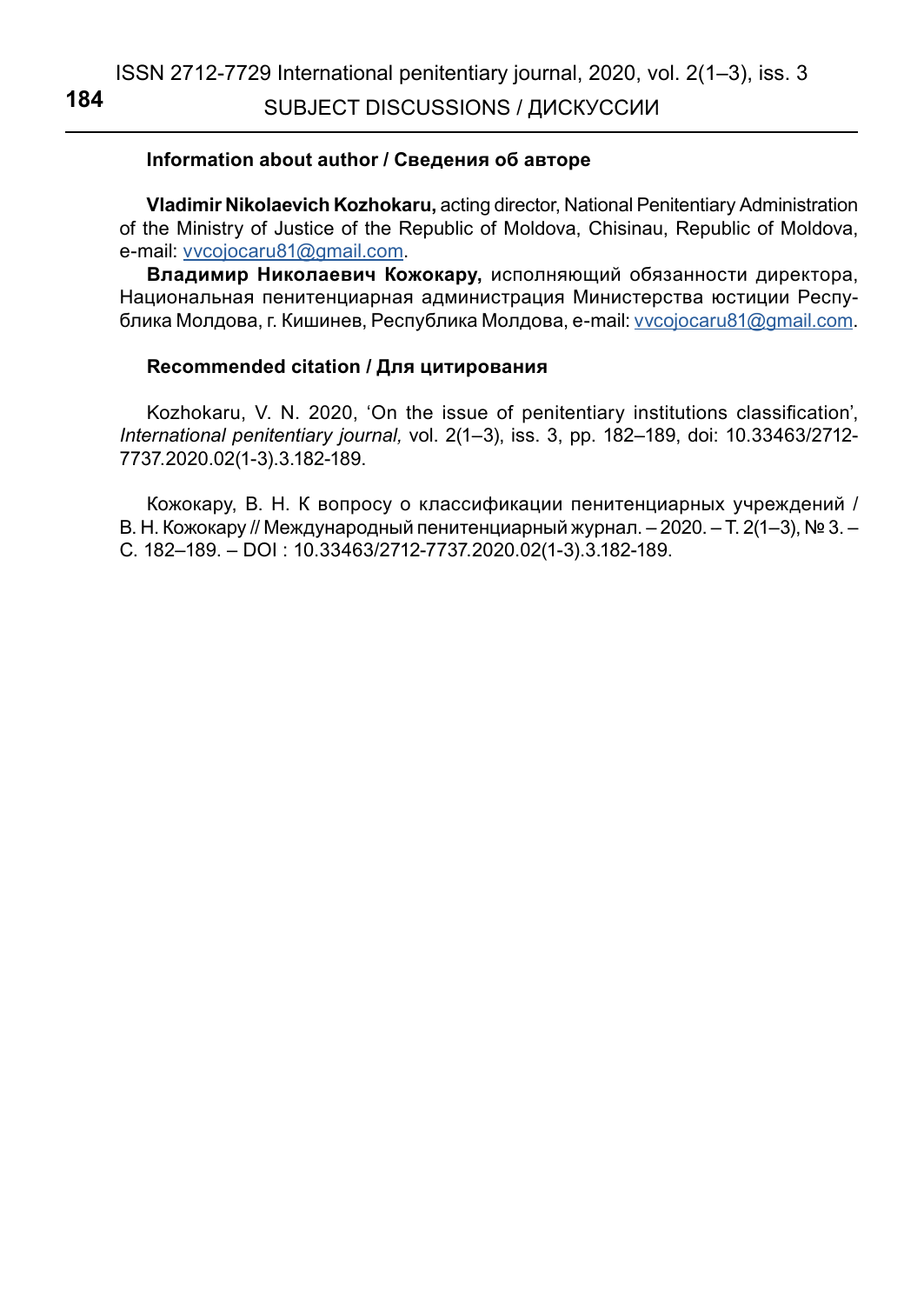**Information about author / Сведения об авторе**

**Vladimir Nikolaevich Kozhokaru,** acting director, National Penitentiary Administration of the Ministry of Justice of the Republic of Moldova, Chisinau, Republic of Moldova, e-mail: vvcojocaru81@gmail.com.

**Владимир Николаевич Кожокару,** исполняющий обязанности директора, Национальная пенитенциарная администрация Министерства юстиции Республика Молдова, г. Кишинев, Республика Молдова, e-mail: vvcojocaru81@gmail.com.

**Recommended citation / Для цитирования**

Kozhokaru, V. N. 2020, 'On the issue of penitentiary institutions classification', *International penitentiary journal,* vol. 2(1–3), iss. 3, pp. 182–189, doi: 10.33463/2712-7737.2020.02(1-3).3.182-189.

Кожокару, В. Н. К вопросу о классификации пенитенциарных учреждений / В. Н. Кожокару // Международный пенитенциарный журнал. – 2020. – Т. 2(1–3), № 3. – С. 182–189. – DOI : 10.33463/2712-7737.2020.02(1-3).3.182-189.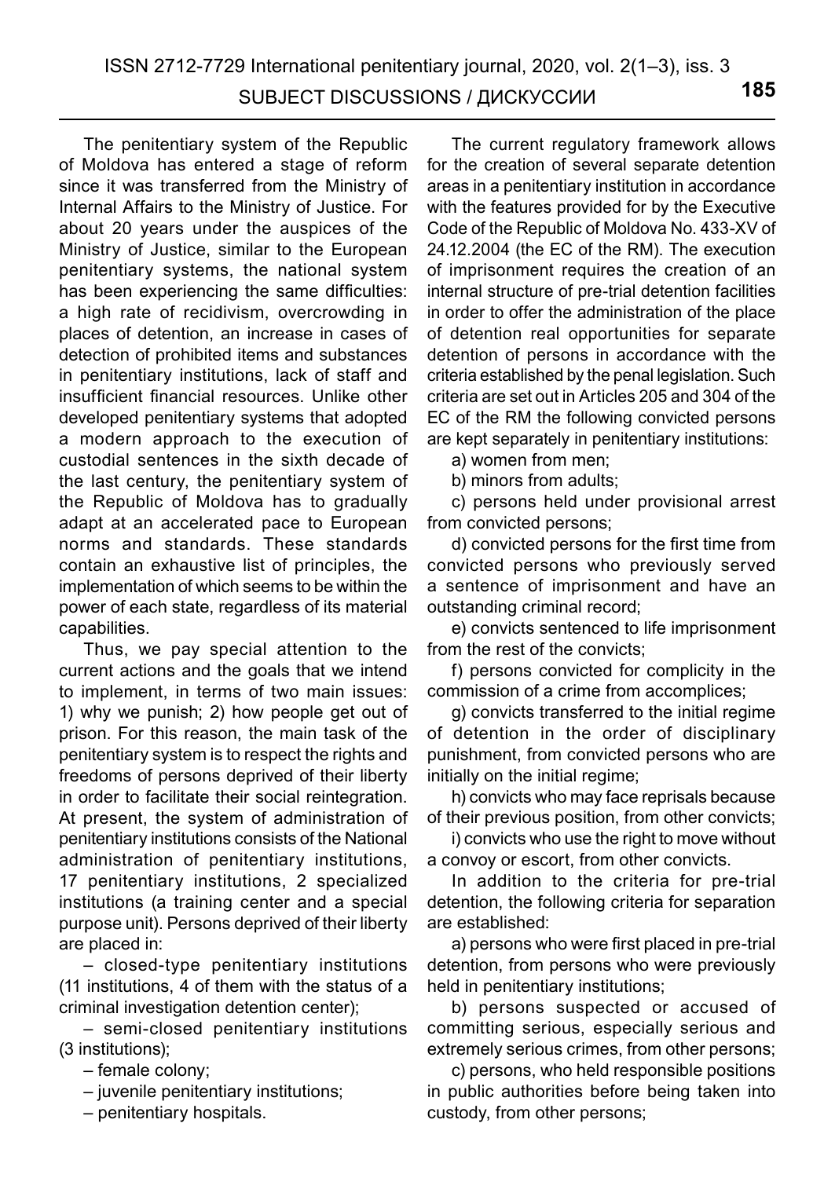The penitentiary system of the Republic of Moldova has entered a stage of reform since it was transferred from the Ministry of Internal Affairs to the Ministry of Justice. For about 20 years under the auspices of the Ministry of Justice, similar to the European penitentiary systems, the national system has been experiencing the same difficulties: a high rate of recidivism, overcrowding in places of detention, an increase in cases of detection of prohibited items and substances in penitentiary institutions, lack of staff and insufficient financial resources. Unlike other developed penitentiary systems that adopted a modern approach to the execution of custodial sentences in the sixth decade of the last century, the penitentiary system of the Republic of Moldova has to gradually adapt at an accelerated pace to European norms and standards. These standards contain an exhaustive list of principles, the implementation of which seems to be within the power of each state, regardless of its material capabilities.

Thus, we pay special attention to the current actions and the goals that we intend to implement, in terms of two main issues: 1) why we punish; 2) how people get out of prison. For this reason, the main task of the penitentiary system is to respect the rights and freedoms of persons deprived of their liberty in order to facilitate their social reintegration. At present, the system of administration of penitentiary institutions consists of the National administration of penitentiary institutions, 17 penitentiary institutions, 2 specialized institutions (a training center and a special purpose unit). Persons deprived of their liberty are placed in:

– closed-type penitentiary institutions (11 institutions, 4 of them with the status of a criminal investigation detention center);

– semi-closed penitentiary institutions (3 institutions);

– female colony;

– juvenile penitentiary institutions;

– penitentiary hospitals.

The current regulatory framework allows for the creation of several separate detention areas in a penitentiary institution in accordance with the features provided for by the Executive Code of the Republic of Moldova No. 433-XV of 24.12.2004 (the EC of the RM). The execution of imprisonment requires the creation of an internal structure of pre-trial detention facilities in order to offer the administration of the place of detention real opportunities for separate detention of persons in accordance with the criteria established by the penal legislation. Such criteria are set out in Articles 205 and 304 of the EC of the RM the following convicted persons are kept separately in penitentiary institutions:

a) women from men;

b) minors from adults;

c) persons held under provisional arrest from convicted persons;

d) convicted persons for the first time from convicted persons who previously served a sentence of imprisonment and have an outstanding criminal record;

e) convicts sentenced to life imprisonment from the rest of the convicts;

f) persons convicted for complicity in the commission of a crime from accomplices;

g) convicts transferred to the initial regime of detention in the order of disciplinary punishment, from convicted persons who are initially on the initial regime;

h) convicts who may face reprisals because of their previous position, from other convicts;

i) convicts who use the right to move without a convoy or escort, from other convicts.

In addition to the criteria for pre-trial detention, the following criteria for separation are established:

a) persons who were first placed in pre-trial detention, from persons who were previously held in penitentiary institutions;

b) persons suspected or accused of committing serious, especially serious and extremely serious crimes, from other persons;

c) persons, who held responsible positions in public authorities before being taken into custody, from other persons;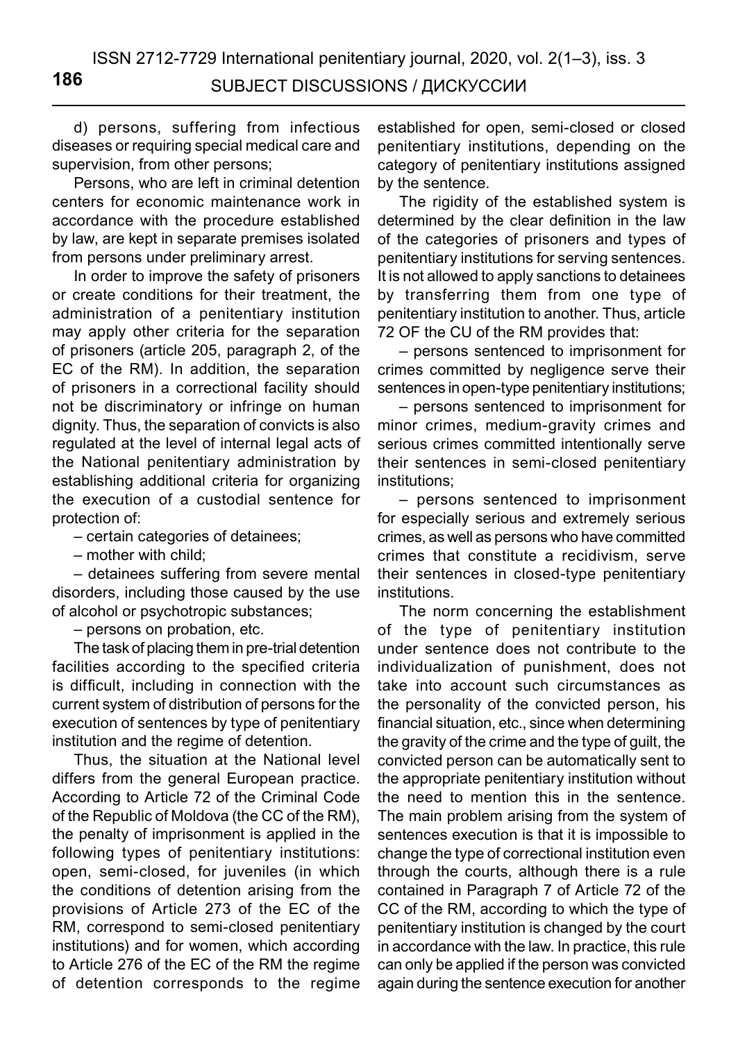d) persons, suffering from infectious diseases or requiring special medical care and supervision, from other persons;

Persons, who are left in criminal detention centers for economic maintenance work in accordance with the procedure established by law, are kept in separate premises isolated from persons under preliminary arrest.

In order to improve the safety of prisoners or create conditions for their treatment, the administration of a penitentiary institution may apply other criteria for the separation of prisoners (article 205, paragraph 2, of the EC of the RM). In addition, the separation of prisoners in a correctional facility should not be discriminatory or infringe on human dignity. Thus, the separation of convicts is also regulated at the level of internal legal acts of the National penitentiary administration by establishing additional criteria for organizing the execution of a custodial sentence for protection of:

– certain categories of detainees;

– mother with child;

– detainees suffering from severe mental disorders, including those caused by the use of alcohol or psychotropic substances;

– persons on probation, etc.

The task of placing them in pre-trial detention facilities according to the specified criteria is difficult, including in connection with the current system of distribution of persons for the execution of sentences by type of penitentiary institution and the regime of detention.

Thus, the situation at the National level differs from the general European practice. According to Article 72 of the Criminal Code of the Republic of Moldova (the CC of the RM), the penalty of imprisonment is applied in the following types of penitentiary institutions: open, semi-closed, for juveniles (in which the conditions of detention arising from the provisions of Article 273 of the EC of the RM, correspond to semi-closed penitentiary institutions) and for women, which according to Article 276 of the EC of the RM the regime of detention corresponds to the regime established for open, semi-closed or closed penitentiary institutions, depending on the category of penitentiary institutions assigned by the sentence.

The rigidity of the established system is determined by the clear definition in the law of the categories of prisoners and types of penitentiary institutions for serving sentences. It is not allowed to apply sanctions to detainees by transferring them from one type of penitentiary institution to another. Thus, article 72 OF the CU of the RM provides that:

– persons sentenced to imprisonment for crimes committed by negligence serve their sentences in open-type penitentiary institutions;

– persons sentenced to imprisonment for minor crimes, medium-gravity crimes and serious crimes committed intentionally serve their sentences in semi-closed penitentiary institutions;

– persons sentenced to imprisonment for especially serious and extremely serious crimes, as well as persons who have committed crimes that constitute a recidivism, serve their sentences in closed-type penitentiary institutions.

The norm concerning the establishment of the type of penitentiary institution under sentence does not contribute to the individualization of punishment, does not take into account such circumstances as the personality of the convicted person, his financial situation, etc., since when determining the gravity of the crime and the type of guilt, the convicted person can be automatically sent to the appropriate penitentiary institution without the need to mention this in the sentence. The main problem arising from the system of sentences execution is that it is impossible to change the type of correctional institution even through the courts, although there is a rule contained in Paragraph 7 of Article 72 of the CC of the RM, according to which the type of penitentiary institution is changed by the court in accordance with the law. In practice, this rule can only be applied if the person was convicted again during the sentence execution for another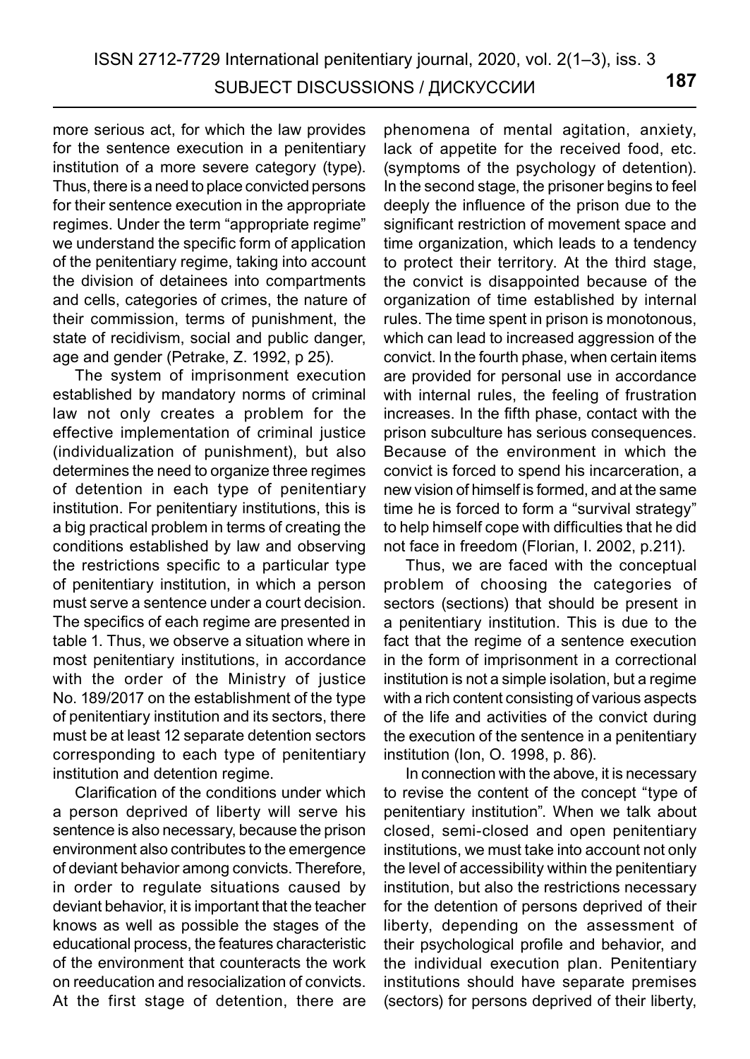more serious act, for which the law provides for the sentence execution in a penitentiary institution of a more severe category (type). Thus, there is a need to place convicted persons for their sentence execution in the appropriate regimes. Under the term "appropriate regime" we understand the specific form of application of the penitentiary regime, taking into account the division of detainees into compartments and cells, categories of crimes, the nature of their commission, terms of punishment, the state of recidivism, social and public danger, age and gender (Petrake, Z. 1992, p 25).

The system of imprisonment execution established by mandatory norms of criminal law not only creates a problem for the effective implementation of criminal justice (individualization of punishment), but also determines the need to organize three regimes of detention in each type of penitentiary institution. For penitentiary institutions, this is a big practical problem in terms of creating the conditions established by law and observing the restrictions specific to a particular type of penitentiary institution, in which a person must serve a sentence under a court decision. The specifics of each regime are presented in table 1. Thus, we observe a situation where in most penitentiary institutions, in accordance with the order of the Ministry of justice No. 189/2017 on the establishment of the type of penitentiary institution and its sectors, there must be at least 12 separate detention sectors corresponding to each type of penitentiary institution and detention regime.

Clarification of the conditions under which a person deprived of liberty will serve his sentence is also necessary, because the prison environment also contributes to the emergence of deviant behavior among convicts. Therefore, in order to regulate situations caused by deviant behavior, it is important that the teacher knows as well as possible the stages of the educational process, the features characteristic of the environment that counteracts the work on reeducation and resocialization of convicts. At the first stage of detention, there are phenomena of mental agitation, anxiety, lack of appetite for the received food, etc. (symptoms of the psychology of detention). In the second stage, the prisoner begins to feel deeply the influence of the prison due to the significant restriction of movement space and time organization, which leads to a tendency to protect their territory. At the third stage, the convict is disappointed because of the organization of time established by internal rules. The time spent in prison is monotonous, which can lead to increased aggression of the convict. In the fourth phase, when certain items are provided for personal use in accordance with internal rules, the feeling of frustration increases. In the fifth phase, contact with the prison subculture has serious consequences. Because of the environment in which the convict is forced to spend his incarceration, a new vision of himself is formed, and at the same time he is forced to form a "survival strategy" to help himself cope with difficulties that he did not face in freedom (Florian, I. 2002, p.211).

Thus, we are faced with the conceptual problem of choosing the categories of sectors (sections) that should be present in a penitentiary institution. This is due to the fact that the regime of a sentence execution in the form of imprisonment in a correctional institution is not a simple isolation, but a regime with a rich content consisting of various aspects of the life and activities of the convict during the execution of the sentence in a penitentiary institution (Ion, O. 1998, p. 86).

In connection with the above, it is necessary to revise the content of the concept "type of penitentiary institution". When we talk about closed, semi-closed and open penitentiary institutions, we must take into account not only the level of accessibility within the penitentiary institution, but also the restrictions necessary for the detention of persons deprived of their liberty, depending on the assessment of their psychological profile and behavior, and the individual execution plan. Penitentiary institutions should have separate premises (sectors) for persons deprived of their liberty,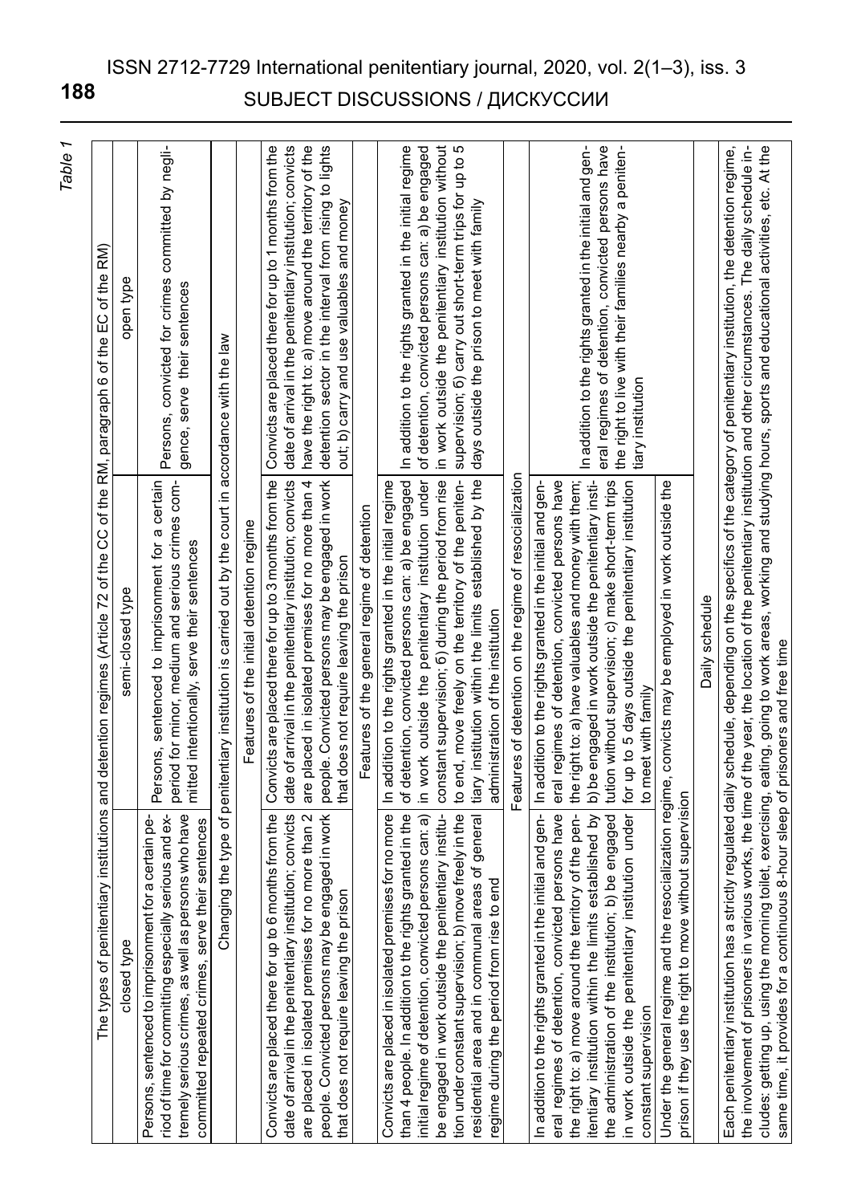*Table 1*

| The types of penitentiary institutions and detention regimes (Article 72 of the CC of the RM, paragraph 6 of the EC of the RM) | | |
|---|---|---|
| closed type | semi-closed type | open type |
| Persons, sentenced to imprisonment for a certain period of time for committing especially serious and extremely serious crimes, as well as persons who have committed repeated crimes, serve their sentences | Persons, sentenced to imprisonment for a certain period for minor, medium and serious crimes committed intentionally, serve their sentences | Persons, convicted for crimes committed by negligence, serve their sentences |
| Changing the type of penitentiary institution is carried out by the court in accordance with the law | | |
| Features of the initial detention regime | | |
| Convicts are placed there for up to 6 months from the date of arrival in the penitentiary institution; convicts are placed in isolated premises for no more than 2 people. Convicted persons may be engaged in work that does not require leaving the prison | Convicts are placed there for up to 3 months from the date of arrival in the penitentiary institution; convicts are placed in isolated premises for no more than 4 people. Convicted persons may be engaged in work that does not require leaving the prison | Convicts are placed there for up to 1 months from the date of arrival in the penitentiary institution; convicts have the right to: a) move around the territory of the detention sector in the interval from rising to lights out; b) carry and use valuables and money |
| Features of the general regime of detention | | |
| Convicts are placed in isolated premises for no more than 4 people. In addition to the rights granted in the initial regime of detention, convicted persons can: a) be engaged in work outside the penitentiary institution under constant supervision; b) move freely in the residential area and in communal areas of general regime during the period from rise to end | In addition to the rights granted in the initial regime of detention, convicted persons can: a) be engaged in work outside the penitentiary institution under constant supervision; б) during the period from rise to end, move freely on the territory of the penitentiary institution within the limits established by the administration of the institution | In addition to the rights granted in the initial regime of detention, convicted persons can: a) be engaged in work outside the penitentiary institution without supervision; б) carry out short-term trips for up to 5 days outside the prison to meet with family |
| Features of detention on the regime of resocialization | | |
| In addition to the rights granted in the initial and general regimes of detention, convicted persons have the right to: a) move around the territory of the penitentiary institution within the limits established by the administration of the institution; b) be engaged in work outside the penitentiary institution under constant supervision | In addition to the rights granted in the initial and general regimes of detention, convicted persons have the right to: a) have valuables and money with them; b) be engaged in work outside the penitentiary institution without supervision; c) make short-term trips for up to 5 days outside the penitentiary institution to meet with family | In addition to the rights granted in the initial and general regimes of detention, convicted persons have the right to live with their families nearby a penitentiary institution |
| Under the general regime and the resocialization regime, convicts may be employed in work outside the prison if they use the right to move without supervision | | |
| Daily schedule | | |
| Each penitentiary institution has a strictly regulated daily schedule, depending on the specifics of the category of penitentiary institution, the detention regime, the involvement of prisoners in various works, the time of the year, the location of the penitentiary institution and other circumstances. The daily schedule includes: getting up, using the morning toilet, exercising, eating, going to work areas, working and studying hours, sports and educational activities, etc. At the same time, it provides for a continuous 8-hour sleep of prisoners and free time | | |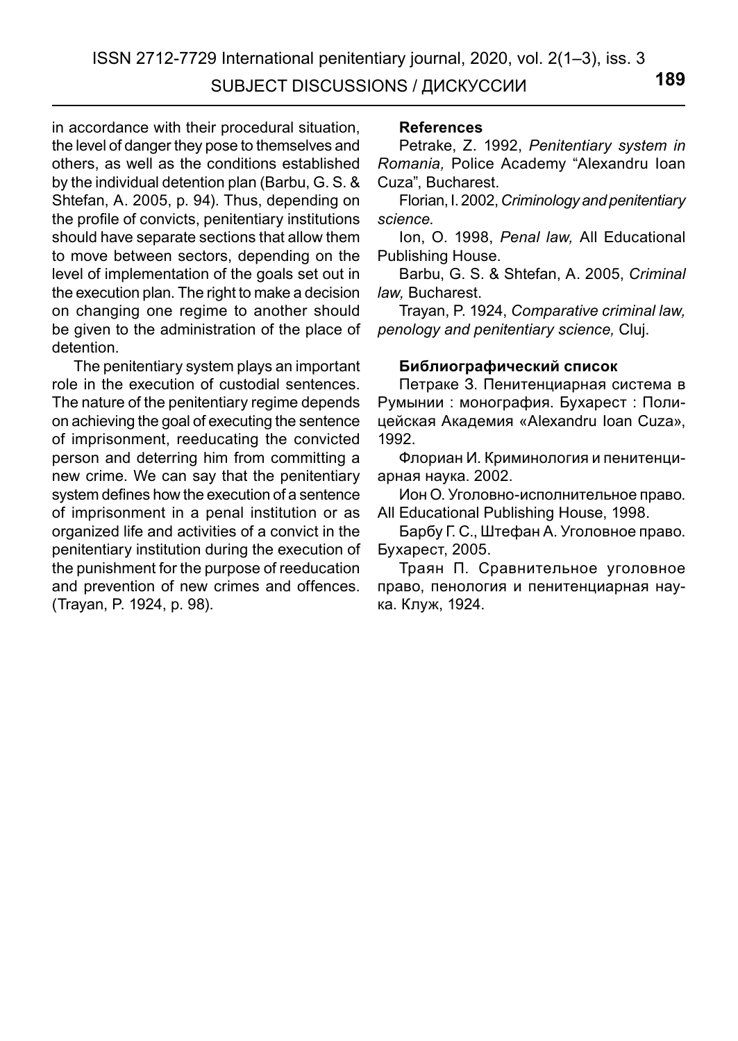in accordance with their procedural situation, the level of danger they pose to themselves and others, as well as the conditions established by the individual detention plan (Barbu, G. S. & Shtefan, A. 2005, p. 94). Thus, depending on the profile of convicts, penitentiary institutions should have separate sections that allow them to move between sectors, depending on the level of implementation of the goals set out in the execution plan. The right to make a decision on changing one regime to another should be given to the administration of the place of detention.

The penitentiary system plays an important role in the execution of custodial sentences. The nature of the penitentiary regime depends on achieving the goal of executing the sentence of imprisonment, reeducating the convicted person and deterring him from committing a new crime. We can say that the penitentiary system defines how the execution of a sentence of imprisonment in a penal institution or as organized life and activities of a convict in the penitentiary institution during the execution of the punishment for the purpose of reeducation and prevention of new crimes and offences. (Trayan, P. 1924, p. 98).

**References**

Petrake, Z. 1992, *Penitentiary system in Romania,* Police Academy "Alexandru Ioan Cuza", Bucharest.

Florian, I. 2002, *Criminology and penitentiary science.*

Ion, O. 1998, *Penal law,* All Educational Publishing House.

Barbu, G. S. & Shtefan, A. 2005, *Criminal law,* Bucharest.

Trayan, P. 1924, *Comparative criminal law, penology and penitentiary science,* Cluj.

**Библиографический список**

Петраке З. Пенитенциарная система в Румынии : монография. Бухарест : Полицейская Академия «Alexandru Ioan Cuza», 1992.

Флориан И. Криминология и пенитенциарная наука. 2002.

Ион О. Уголовно-исполнительное право. All Educational Publishing House, 1998.

Барбу Г. С., Штефан А. Уголовное право. Бухарест, 2005.

Траян П. Сравнительное уголовное право, пенология и пенитенциарная наука. Клуж, 1924.